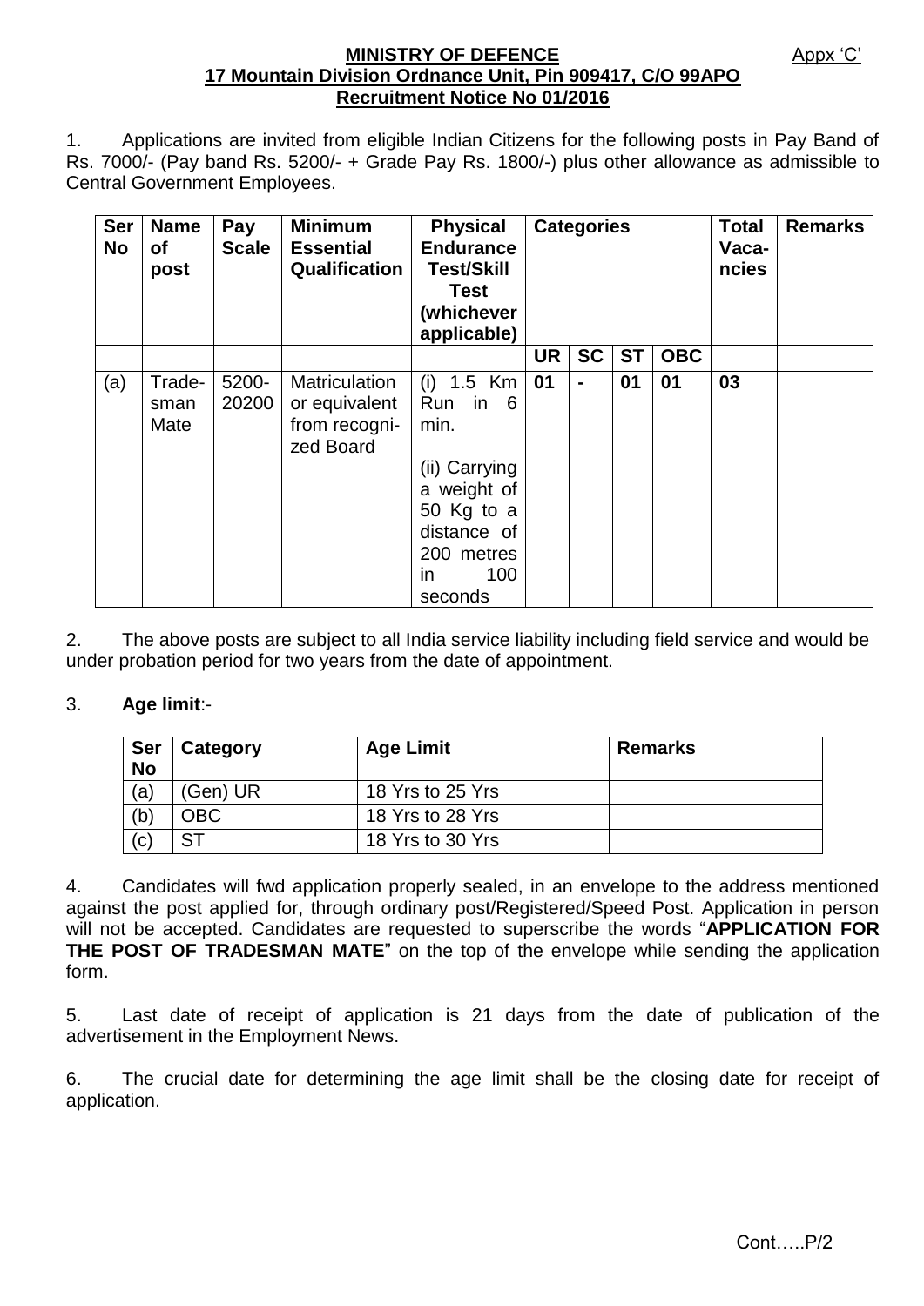**MINISTRY OF DEFENCE** Appx 'C'

**17 Mountain Division Ordnance Unit, Pin 909417, C/O 99APO**

**Recruitment Notice No 01/2016**

1. Applications are invited from eligible Indian Citizens for the following posts in Pay Band of Rs. 7000/- (Pay band Rs. 5200/- + Grade Pay Rs. 1800/-) plus other allowance as admissible to Central Government Employees.

| Ser No | Name of post | Pay Scale | Minimum Essential Qualification | Physical Endurance Test/Skill Test (whichever applicable) | Categories | | | | Total Vaca-ncies | Remarks |
|---|---|---|---|---|---|---|---|---|---|---|
| | | | | | UR | SC | ST | OBC | | |
| (a) | Trade-sman Mate | 5200-20200 | Matriculation or equivalent from recogni-zed Board | (i) 1.5 Km Run in 6 min.<br><br>(ii) Carrying a weight of 50 Kg to a distance of 200 metres in 100 seconds | 01 | - | 01 | 01 | 03 | |

2. The above posts are subject to all India service liability including field service and would be under probation period for two years from the date of appointment.

3. **Age limit**:-

| Ser No | Category | Age Limit | Remarks |
|---|---|---|---|
| (a) | (Gen) UR | 18 Yrs to 25 Yrs | |
| (b) | OBC | 18 Yrs to 28 Yrs | |
| (c) | ST | 18 Yrs to 30 Yrs | |

4. Candidates will fwd application properly sealed, in an envelope to the address mentioned against the post applied for, through ordinary post/Registered/Speed Post. Application in person will not be accepted. Candidates are requested to superscribe the words "**APPLICATION FOR THE POST OF TRADESMAN MATE**" on the top of the envelope while sending the application form.

5. Last date of receipt of application is 21 days from the date of publication of the advertisement in the Employment News.

6. The crucial date for determining the age limit shall be the closing date for receipt of application.

Cont…..P/2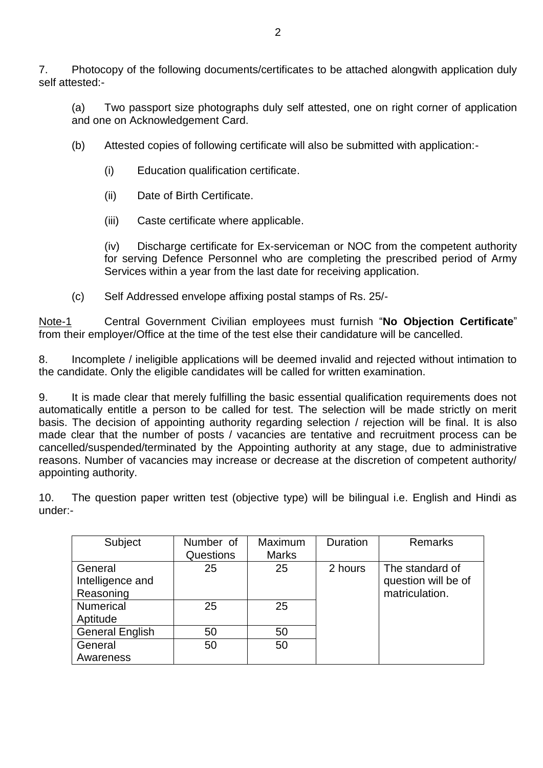7. Photocopy of the following documents/certificates to be attached alongwith application duly self attested:-

(a) Two passport size photographs duly self attested, one on right corner of application and one on Acknowledgement Card.

(b) Attested copies of following certificate will also be submitted with application:-

(i) Education qualification certificate.

(ii) Date of Birth Certificate.

(iii) Caste certificate where applicable.

(iv) Discharge certificate for Ex-serviceman or NOC from the competent authority for serving Defence Personnel who are completing the prescribed period of Army Services within a year from the last date for receiving application.

(c) Self Addressed envelope affixing postal stamps of Rs. 25/-

Note-1 Central Government Civilian employees must furnish "**No Objection Certificate**" from their employer/Office at the time of the test else their candidature will be cancelled.

8. Incomplete / ineligible applications will be deemed invalid and rejected without intimation to the candidate. Only the eligible candidates will be called for written examination.

9. It is made clear that merely fulfilling the basic essential qualification requirements does not automatically entitle a person to be called for test. The selection will be made strictly on merit basis. The decision of appointing authority regarding selection / rejection will be final. It is also made clear that the number of posts / vacancies are tentative and recruitment process can be cancelled/suspended/terminated by the Appointing authority at any stage, due to administrative reasons. Number of vacancies may increase or decrease at the discretion of competent authority/ appointing authority.

10. The question paper written test (objective type) will be bilingual i.e. English and Hindi as under:-

| Subject | Number of Questions | Maximum Marks | Duration | Remarks |
|---|---|---|---|---|
| General Intelligence and Reasoning | 25 | 25 | 2 hours | The standard of question will be of matriculation. |
| Numerical Aptitude | 25 | 25 | | |
| General English | 50 | 50 | | |
| General Awareness | 50 | 50 | | |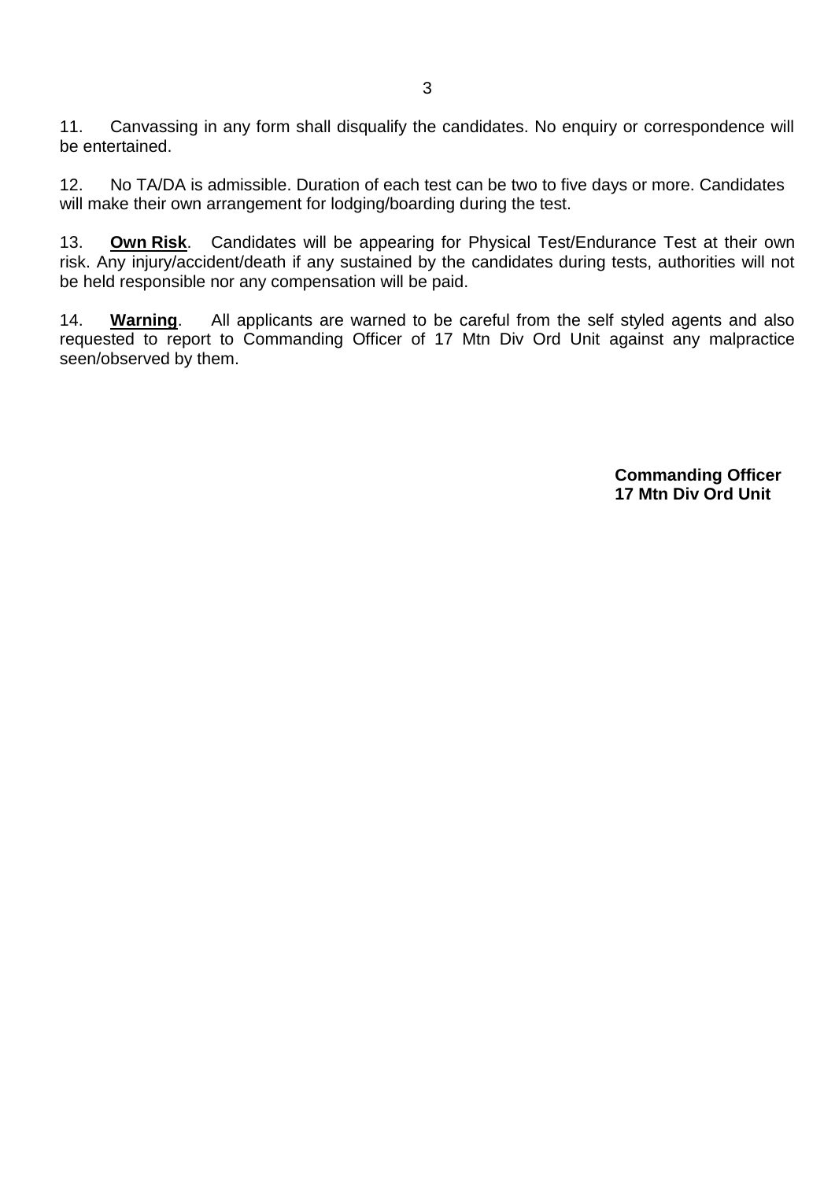11. Canvassing in any form shall disqualify the candidates. No enquiry or correspondence will be entertained.

12. No TA/DA is admissible. Duration of each test can be two to five days or more. Candidates will make their own arrangement for lodging/boarding during the test.

13. **Own Risk**. Candidates will be appearing for Physical Test/Endurance Test at their own risk. Any injury/accident/death if any sustained by the candidates during tests, authorities will not be held responsible nor any compensation will be paid.

14. **Warning**. All applicants are warned to be careful from the self styled agents and also requested to report to Commanding Officer of 17 Mtn Div Ord Unit against any malpractice seen/observed by them.

**Commanding Officer**
**17 Mtn Div Ord Unit**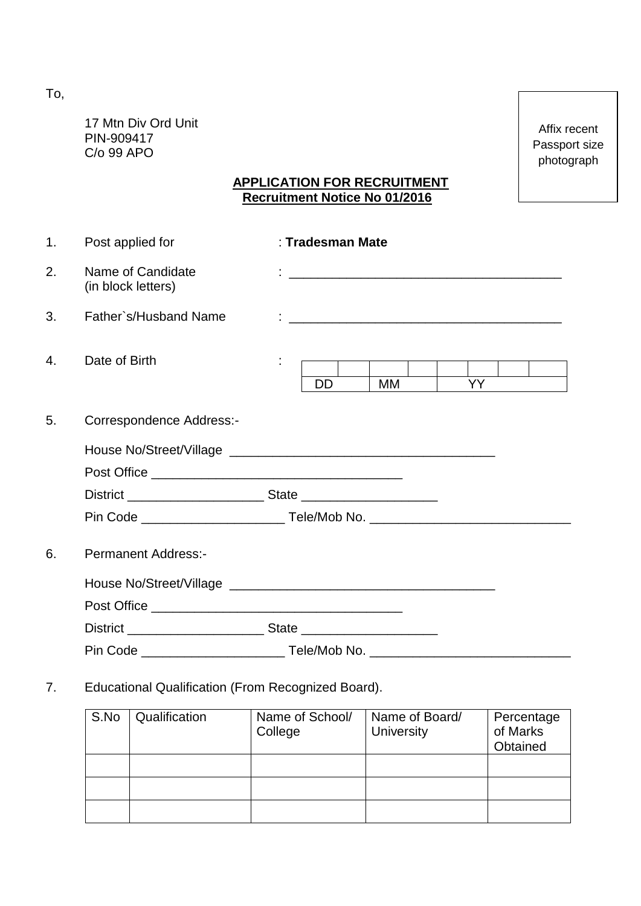To,

17 Mtn Div Ord Unit
PIN-909417
C/o 99 APO

Affix recent Passport size photograph

**APPLICATION FOR RECRUITMENT**
**Recruitment Notice No 01/2016**

1. Post applied for : **Tradesman Mate**

2. Name of Candidate (in block letters) : ______________________________________

3. Father`s/Husband Name : ______________________________________

4. Date of Birth :

| | | | | | | | |
|---|---|---|---|---|---|---|---|
| | | | | | | | |
| DD | | MM | | YY | | | |

5. Correspondence Address:-

House No/Street/Village _____________________________________

Post Office ___________________________________

District ___________________ State ___________________

Pin Code ____________________ Tele/Mob No. ____________________________

6. Permanent Address:-

House No/Street/Village _____________________________________

Post Office ___________________________________

District ___________________ State ___________________

Pin Code ____________________ Tele/Mob No. ____________________________

7. Educational Qualification (From Recognized Board).

| S.No | Qualification | Name of School/ College | Name of Board/ University | Percentage of Marks Obtained |
|---|---|---|---|---|
| | | | | |
| | | | | |
| | | | | |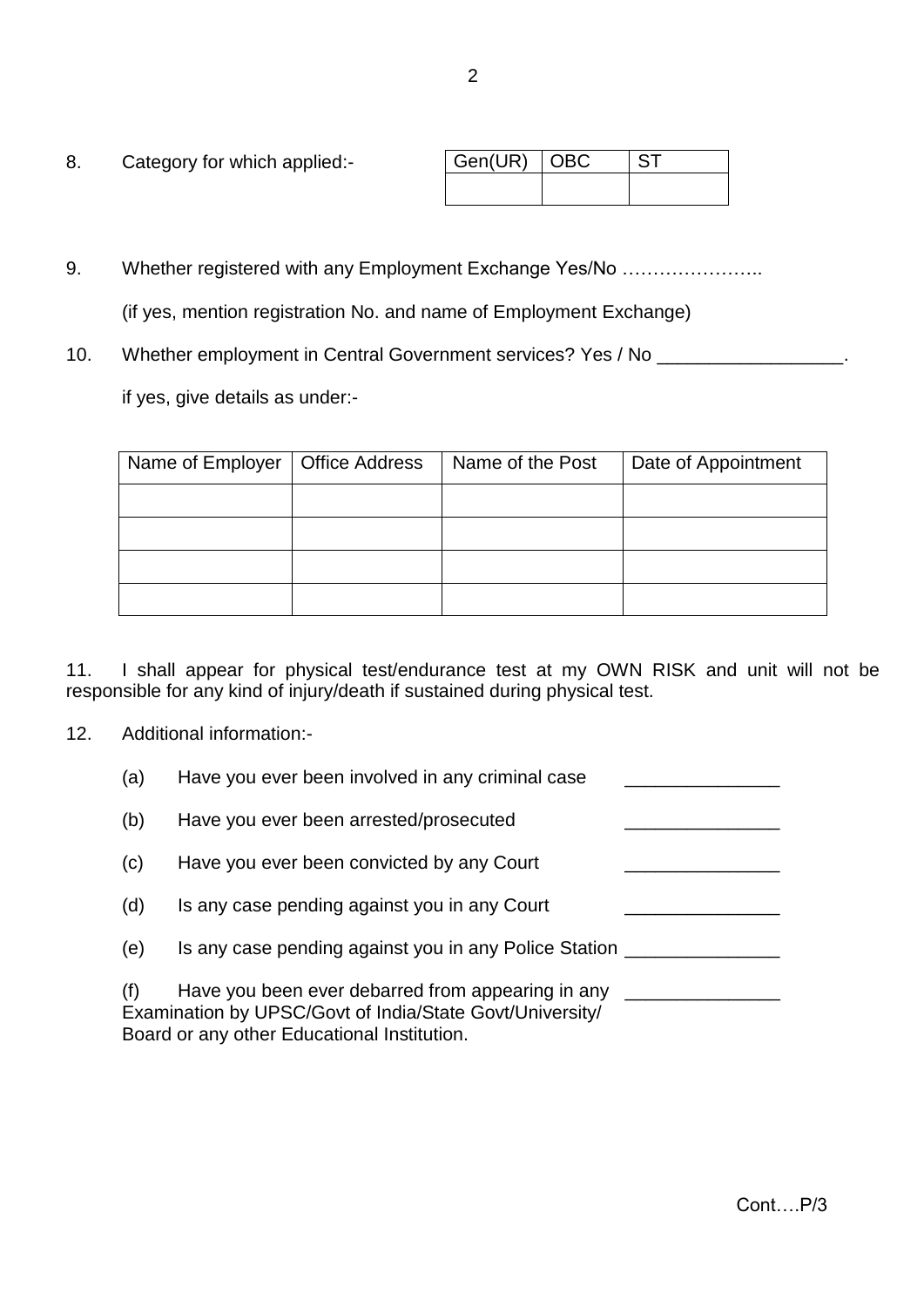8. Category for which applied:-

| Gen(UR) | OBC | ST |
|---|---|---|
| | | |

9. Whether registered with any Employment Exchange Yes/No …………………..

   (if yes, mention registration No. and name of Employment Exchange)

10. Whether employment in Central Government services? Yes / No __________________.

    if yes, give details as under:-

| Name of Employer | Office Address | Name of the Post | Date of Appointment |
|---|---|---|---|
| | | | |
| | | | |
| | | | |
| | | | |

11. I shall appear for physical test/endurance test at my OWN RISK and unit will not be responsible for any kind of injury/death if sustained during physical test.

12. Additional information:-

    (a) Have you ever been involved in any criminal case _______________

    (b) Have you ever been arrested/prosecuted _______________

    (c) Have you ever been convicted by any Court _______________

    (d) Is any case pending against you in any Court _______________

    (e) Is any case pending against you in any Police Station _______________

    (f) Have you been ever debarred from appearing in any Examination by UPSC/Govt of India/State Govt/University/ Board or any other Educational Institution. _______________

Cont….P/3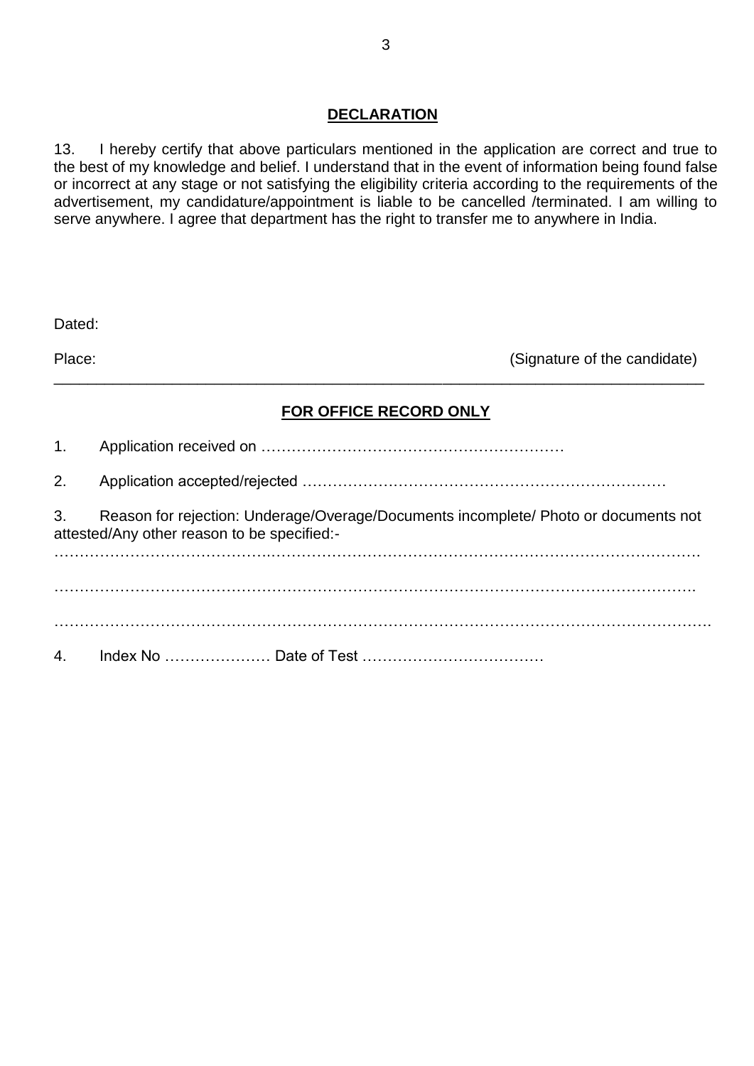## DECLARATION

13. I hereby certify that above particulars mentioned in the application are correct and true to the best of my knowledge and belief. I understand that in the event of information being found false or incorrect at any stage or not satisfying the eligibility criteria according to the requirements of the advertisement, my candidature/appointment is liable to be cancelled /terminated. I am willing to serve anywhere. I agree that department has the right to transfer me to anywhere in India.

Dated:

Place: (Signature of the candidate)

---

## FOR OFFICE RECORD ONLY

1. Application received on ……………………………………………………

2. Application accepted/rejected ………………………………………………………………

3. Reason for rejection: Underage/Overage/Documents incomplete/ Photo or documents not attested/Any other reason to be specified:-

……………………………………………………………………………………………………………

……………………………………………………………………………………………………………

……………………………………………………………………………………………………………

4. Index No ………………… Date of Test ………………………………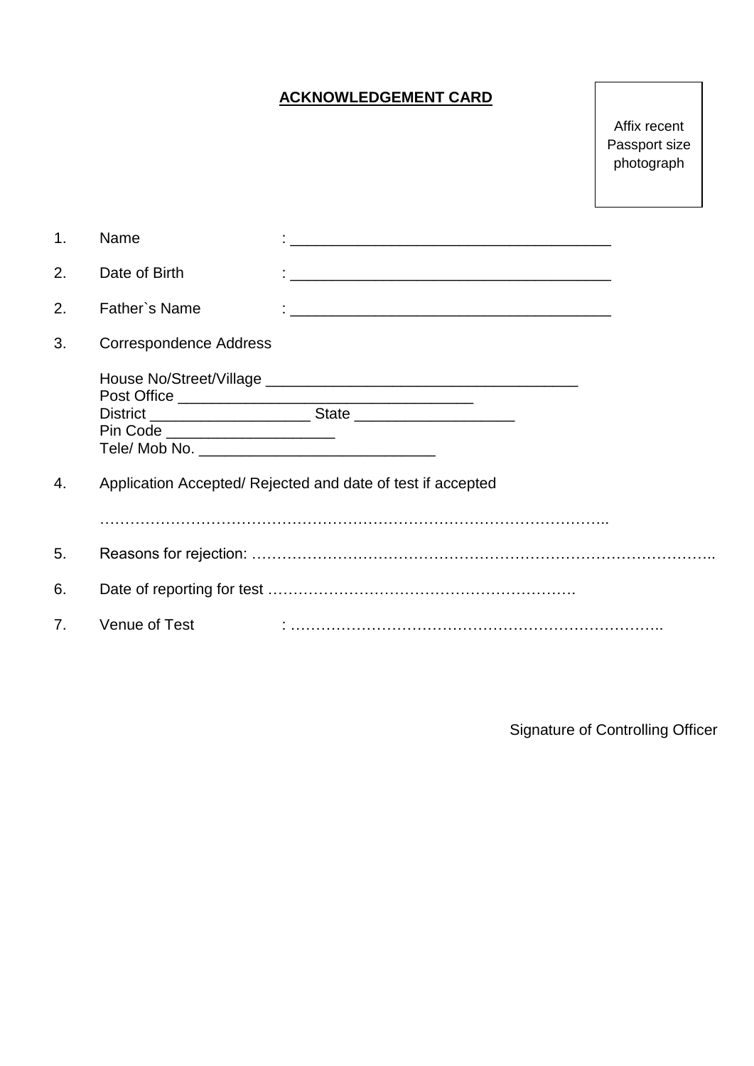**ACKNOWLEDGEMENT CARD**

Affix recent Passport size photograph

1. Name : _______________________________________

2. Date of Birth : _______________________________________

2. Father`s Name : _______________________________________

3. Correspondence Address

   House No/Street/Village _______________________________________
   Post Office ____________________________________
   District ___________________ State ___________________
   Pin Code ____________________
   Tele/ Mob No. ____________________________

4. Application Accepted/ Rejected and date of test if accepted

   …………………………………………………………………………………..

5. Reasons for rejection: ………………………………………………………………………………..

6. Date of reporting for test …………………………………………………….

7. Venue of Test : ………………………………………………………………..

Signature of Controlling Officer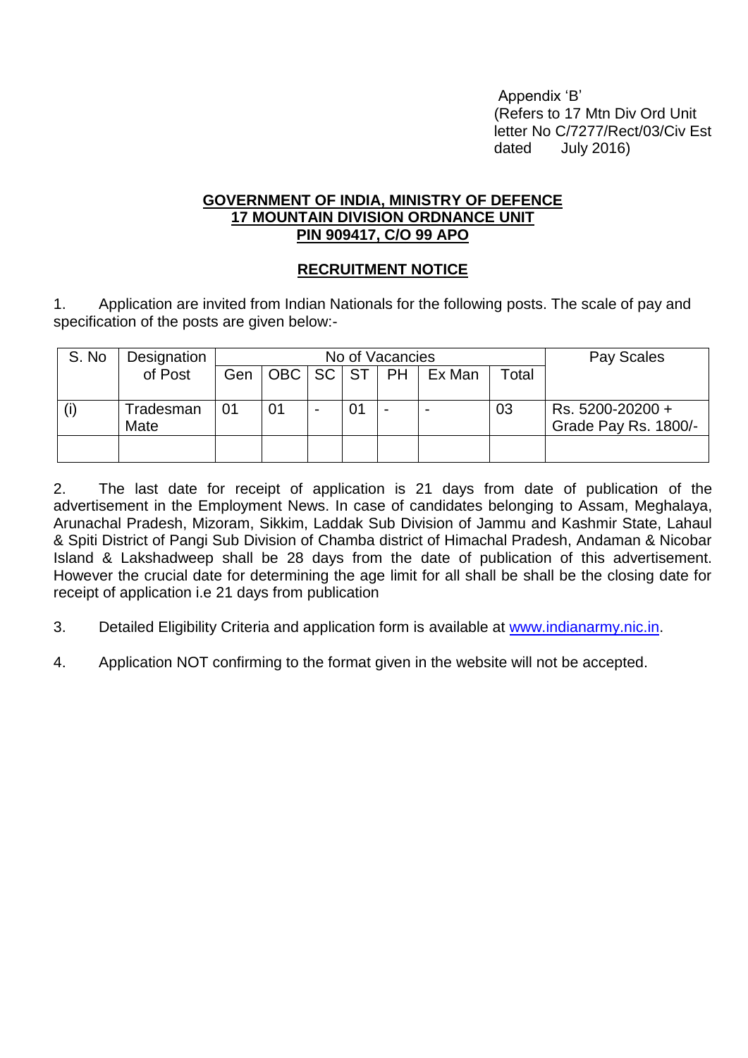Appendix 'B'
(Refers to 17 Mtn Div Ord Unit letter No C/7277/Rect/03/Civ Est dated July 2016)

**GOVERNMENT OF INDIA, MINISTRY OF DEFENCE**
**17 MOUNTAIN DIVISION ORDNANCE UNIT**
**PIN 909417, C/O 99 APO**

**RECRUITMENT NOTICE**

1. Application are invited from Indian Nationals for the following posts. The scale of pay and specification of the posts are given below:-

| S. No | Designation of Post | No of Vacancies | | | | | | | Pay Scales |
|---|---|---|---|---|---|---|---|---|---|
| | | Gen | OBC | SC | ST | PH | Ex Man | Total | |
| (i) | Tradesman Mate | 01 | 01 | - | 01 | - | - | 03 | Rs. 5200-20200 + Grade Pay Rs. 1800/- |
| | | | | | | | | | |

2. The last date for receipt of application is 21 days from date of publication of the advertisement in the Employment News. In case of candidates belonging to Assam, Meghalaya, Arunachal Pradesh, Mizoram, Sikkim, Laddak Sub Division of Jammu and Kashmir State, Lahaul & Spiti District of Pangi Sub Division of Chamba district of Himachal Pradesh, Andaman & Nicobar Island & Lakshadweep shall be 28 days from the date of publication of this advertisement. However the crucial date for determining the age limit for all shall be shall be the closing date for receipt of application i.e 21 days from publication

3. Detailed Eligibility Criteria and application form is available at www.indianarmy.nic.in.

4. Application NOT confirming to the format given in the website will not be accepted.